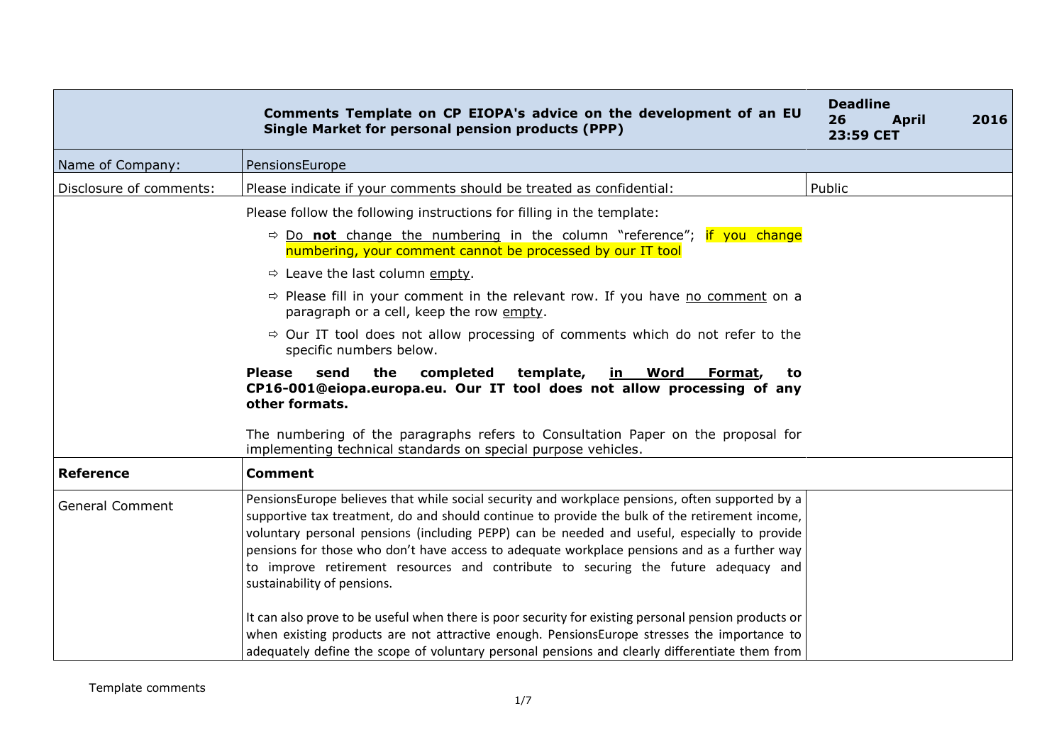| | Comments Template on CP EIOPA's advice on the development of an EU Single Market for personal pension products (PPP) | Deadline 26 April 2016 23:59 CET |
|---|---|---|
| Name of Company: | PensionsEurope | |
| Disclosure of comments: | Please indicate if your comments should be treated as confidential: | Public |
| | Please follow the following instructions for filling in the template:<br>⇨ Do **not** change the numbering in the column "reference"; if you change numbering, your comment cannot be processed by our IT tool<br>⇨ Leave the last column empty.<br>⇨ Please fill in your comment in the relevant row. If you have no comment on a paragraph or a cell, keep the row empty.<br>⇨ Our IT tool does not allow processing of comments which do not refer to the specific numbers below.<br>**Please send the completed template, in Word Format, to CP16-001@eiopa.europa.eu. Our IT tool does not allow processing of any other formats.**<br>The numbering of the paragraphs refers to Consultation Paper on the proposal for implementing technical standards on special purpose vehicles. | |
| **Reference** | **Comment** | |
| General Comment | PensionsEurope believes that while social security and workplace pensions, often supported by a supportive tax treatment, do and should continue to provide the bulk of the retirement income, voluntary personal pensions (including PEPP) can be needed and useful, especially to provide pensions for those who don't have access to adequate workplace pensions and as a further way to improve retirement resources and contribute to securing the future adequacy and sustainability of pensions.<br><br>It can also prove to be useful when there is poor security for existing personal pension products or when existing products are not attractive enough. PensionsEurope stresses the importance to adequately define the scope of voluntary personal pensions and clearly differentiate them from | |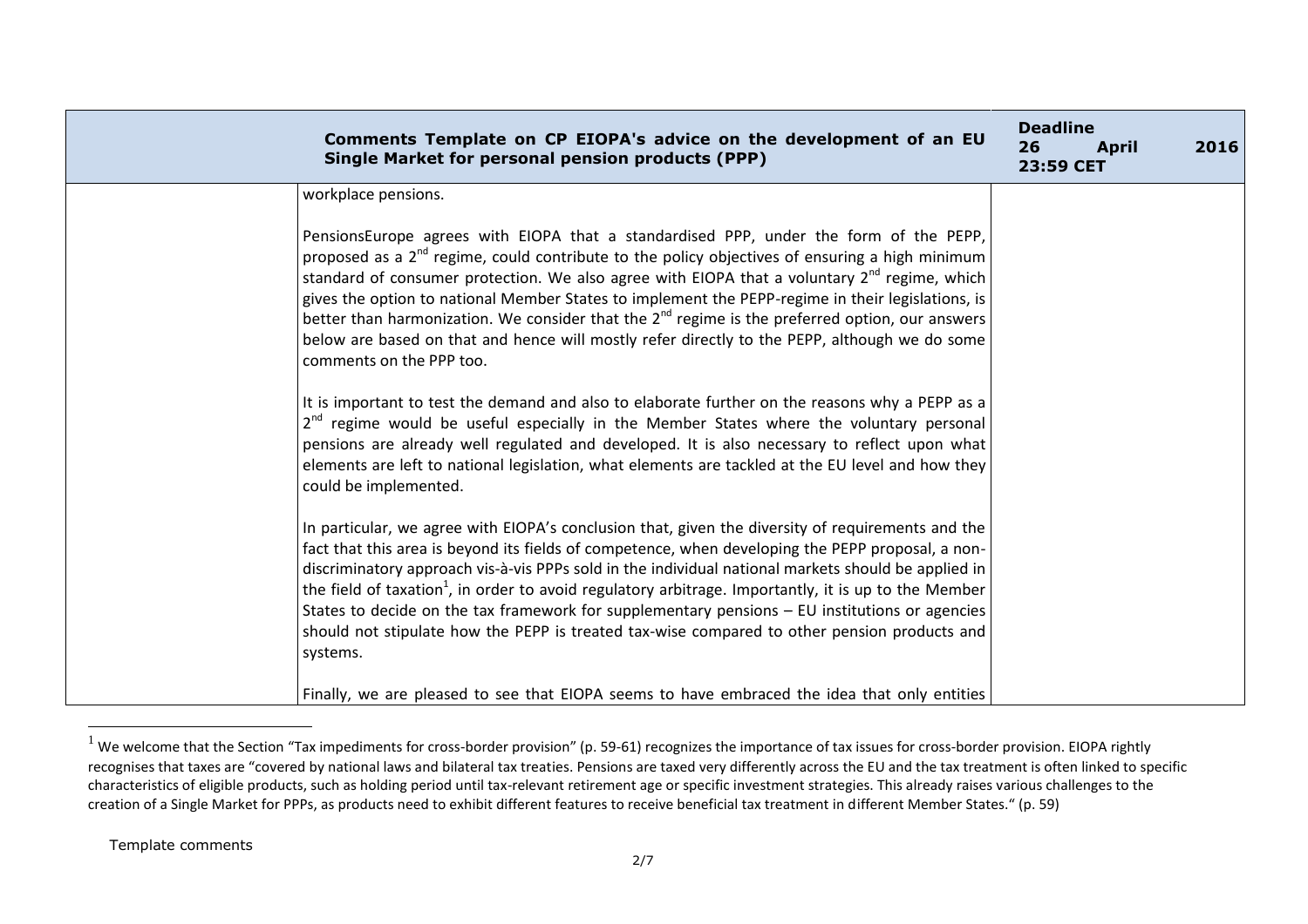| Comments Template on CP EIOPA's advice on the development of an EU Single Market for personal pension products (PPP) | | Deadline 26 April 2016 23:59 CET |
|---|---|---|
| | workplace pensions.<br><br>PensionsEurope agrees with EIOPA that a standardised PPP, under the form of the PEPP, proposed as a 2nd regime, could contribute to the policy objectives of ensuring a high minimum standard of consumer protection. We also agree with EIOPA that a voluntary 2nd regime, which gives the option to national Member States to implement the PEPP-regime in their legislations, is better than harmonization. We consider that the 2nd regime is the preferred option, our answers below are based on that and hence will mostly refer directly to the PEPP, although we do some comments on the PPP too.<br><br>It is important to test the demand and also to elaborate further on the reasons why a PEPP as a 2nd regime would be useful especially in the Member States where the voluntary personal pensions are already well regulated and developed. It is also necessary to reflect upon what elements are left to national legislation, what elements are tackled at the EU level and how they could be implemented.<br><br>In particular, we agree with EIOPA's conclusion that, given the diversity of requirements and the fact that this area is beyond its fields of competence, when developing the PEPP proposal, a non-discriminatory approach vis-à-vis PPPs sold in the individual national markets should be applied in the field of taxation[1], in order to avoid regulatory arbitrage. Importantly, it is up to the Member States to decide on the tax framework for supplementary pensions – EU institutions or agencies should not stipulate how the PEPP is treated tax-wise compared to other pension products and systems.<br><br>Finally, we are pleased to see that EIOPA seems to have embraced the idea that only entities | |

[1] We welcome that the Section "Tax impediments for cross-border provision" (p. 59-61) recognizes the importance of tax issues for cross-border provision. EIOPA rightly recognises that taxes are "covered by national laws and bilateral tax treaties. Pensions are taxed very differently across the EU and the tax treatment is often linked to specific characteristics of eligible products, such as holding period until tax-relevant retirement age or specific investment strategies. This already raises various challenges to the creation of a Single Market for PPPs, as products need to exhibit different features to receive beneficial tax treatment in different Member States." (p. 59)

Template comments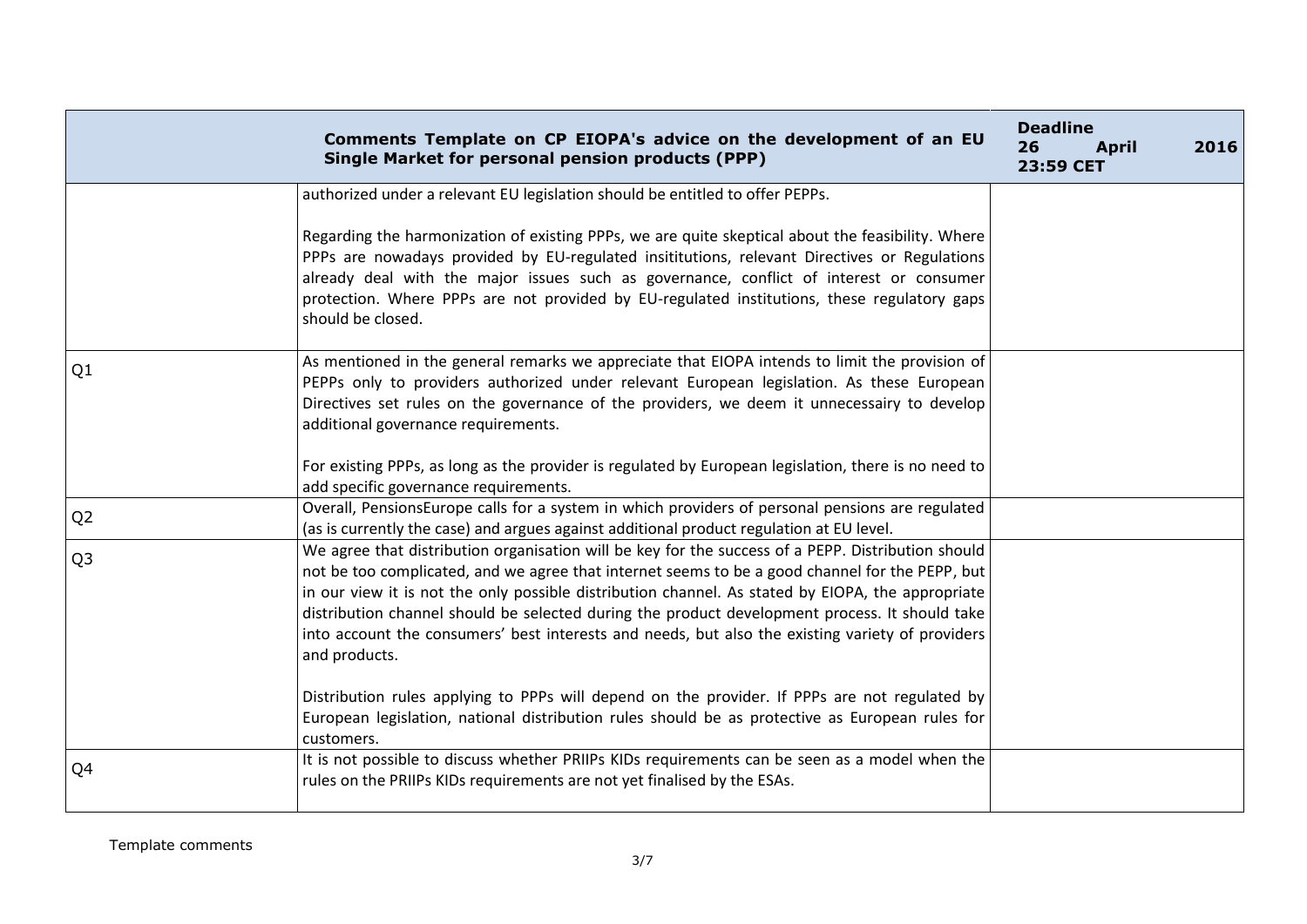| | Comments Template on CP EIOPA's advice on the development of an EU Single Market for personal pension products (PPP) | Deadline 26 April 2016 23:59 CET |
|---|---|---|
| | authorized under a relevant EU legislation should be entitled to offer PEPPs.<br><br>Regarding the harmonization of existing PPPs, we are quite skeptical about the feasibility. Where PPPs are nowadays provided by EU-regulated insititutions, relevant Directives or Regulations already deal with the major issues such as governance, conflict of interest or consumer protection. Where PPPs are not provided by EU-regulated institutions, these regulatory gaps should be closed. | |
| Q1 | As mentioned in the general remarks we appreciate that EIOPA intends to limit the provision of PEPPs only to providers authorized under relevant European legislation. As these European Directives set rules on the governance of the providers, we deem it unnecessairy to develop additional governance requirements.<br><br>For existing PPPs, as long as the provider is regulated by European legislation, there is no need to add specific governance requirements. | |
| Q2 | Overall, PensionsEurope calls for a system in which providers of personal pensions are regulated (as is currently the case) and argues against additional product regulation at EU level. | |
| Q3 | We agree that distribution organisation will be key for the success of a PEPP. Distribution should not be too complicated, and we agree that internet seems to be a good channel for the PEPP, but in our view it is not the only possible distribution channel. As stated by EIOPA, the appropriate distribution channel should be selected during the product development process. It should take into account the consumers' best interests and needs, but also the existing variety of providers and products.<br><br>Distribution rules applying to PPPs will depend on the provider. If PPPs are not regulated by European legislation, national distribution rules should be as protective as European rules for customers. | |
| Q4 | It is not possible to discuss whether PRIIPs KIDs requirements can be seen as a model when the rules on the PRIIPs KIDs requirements are not yet finalised by the ESAs. | |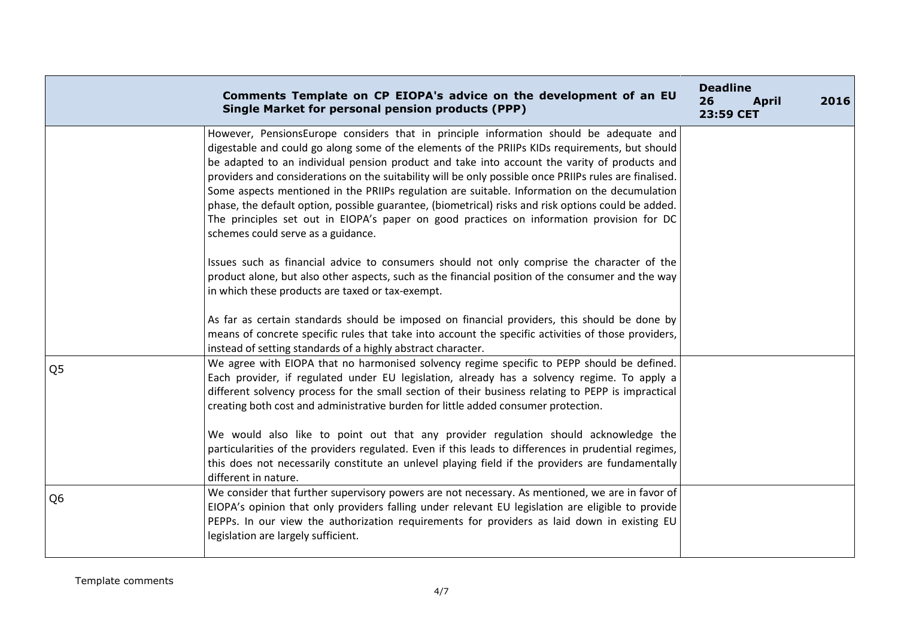| | Comments Template on CP EIOPA's advice on the development of an EU Single Market for personal pension products (PPP) | Deadline 26 April 2016 23:59 CET |
|---|---|---|
| | However, PensionsEurope considers that in principle information should be adequate and digestable and could go along some of the elements of the PRIIPs KIDs requirements, but should be adapted to an individual pension product and take into account the varity of products and providers and considerations on the suitability will be only possible once PRIIPs rules are finalised. Some aspects mentioned in the PRIIPs regulation are suitable. Information on the decumulation phase, the default option, possible guarantee, (biometrical) risks and risk options could be added. The principles set out in EIOPA's paper on good practices on information provision for DC schemes could serve as a guidance.<br><br>Issues such as financial advice to consumers should not only comprise the character of the product alone, but also other aspects, such as the financial position of the consumer and the way in which these products are taxed or tax-exempt.<br><br>As far as certain standards should be imposed on financial providers, this should be done by means of concrete specific rules that take into account the specific activities of those providers, instead of setting standards of a highly abstract character. | |
| Q5 | We agree with EIOPA that no harmonised solvency regime specific to PEPP should be defined. Each provider, if regulated under EU legislation, already has a solvency regime. To apply a different solvency process for the small section of their business relating to PEPP is impractical creating both cost and administrative burden for little added consumer protection.<br><br>We would also like to point out that any provider regulation should acknowledge the particularities of the providers regulated. Even if this leads to differences in prudential regimes, this does not necessarily constitute an unlevel playing field if the providers are fundamentally different in nature. | |
| Q6 | We consider that further supervisory powers are not necessary. As mentioned, we are in favor of EIOPA's opinion that only providers falling under relevant EU legislation are eligible to provide PEPPs. In our view the authorization requirements for providers as laid down in existing EU legislation are largely sufficient. | |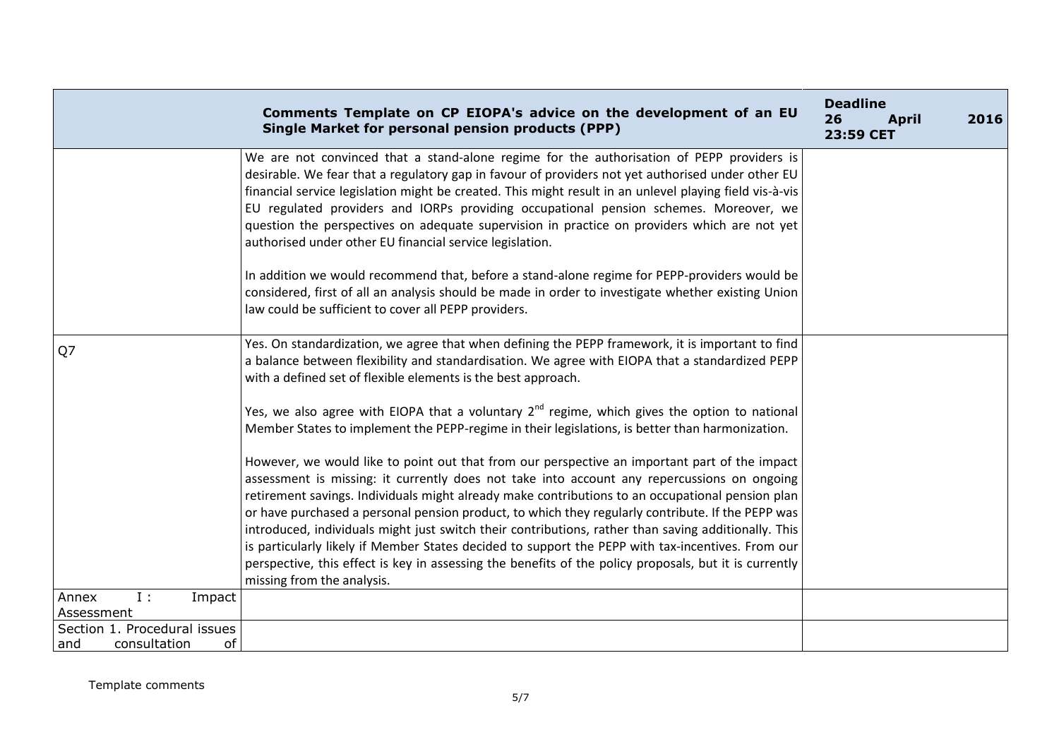| | Comments Template on CP EIOPA's advice on the development of an EU Single Market for personal pension products (PPP) | Deadline 26 April 2016 23:59 CET |
|---|---|---|
| | We are not convinced that a stand-alone regime for the authorisation of PEPP providers is desirable. We fear that a regulatory gap in favour of providers not yet authorised under other EU financial service legislation might be created. This might result in an unlevel playing field vis-à-vis EU regulated providers and IORPs providing occupational pension schemes. Moreover, we question the perspectives on adequate supervision in practice on providers which are not yet authorised under other EU financial service legislation.<br><br>In addition we would recommend that, before a stand-alone regime for PEPP-providers would be considered, first of all an analysis should be made in order to investigate whether existing Union law could be sufficient to cover all PEPP providers. | |
| Q7 | Yes. On standardization, we agree that when defining the PEPP framework, it is important to find a balance between flexibility and standardisation. We agree with EIOPA that a standardized PEPP with a defined set of flexible elements is the best approach.<br><br>Yes, we also agree with EIOPA that a voluntary 2nd regime, which gives the option to national Member States to implement the PEPP-regime in their legislations, is better than harmonization.<br><br>However, we would like to point out that from our perspective an important part of the impact assessment is missing: it currently does not take into account any repercussions on ongoing retirement savings. Individuals might already make contributions to an occupational pension plan or have purchased a personal pension product, to which they regularly contribute. If the PEPP was introduced, individuals might just switch their contributions, rather than saving additionally. This is particularly likely if Member States decided to support the PEPP with tax-incentives. From our perspective, this effect is key in assessing the benefits of the policy proposals, but it is currently missing from the analysis. | |
| Annex I : Impact Assessment | | |
| Section 1. Procedural issues and consultation of | | |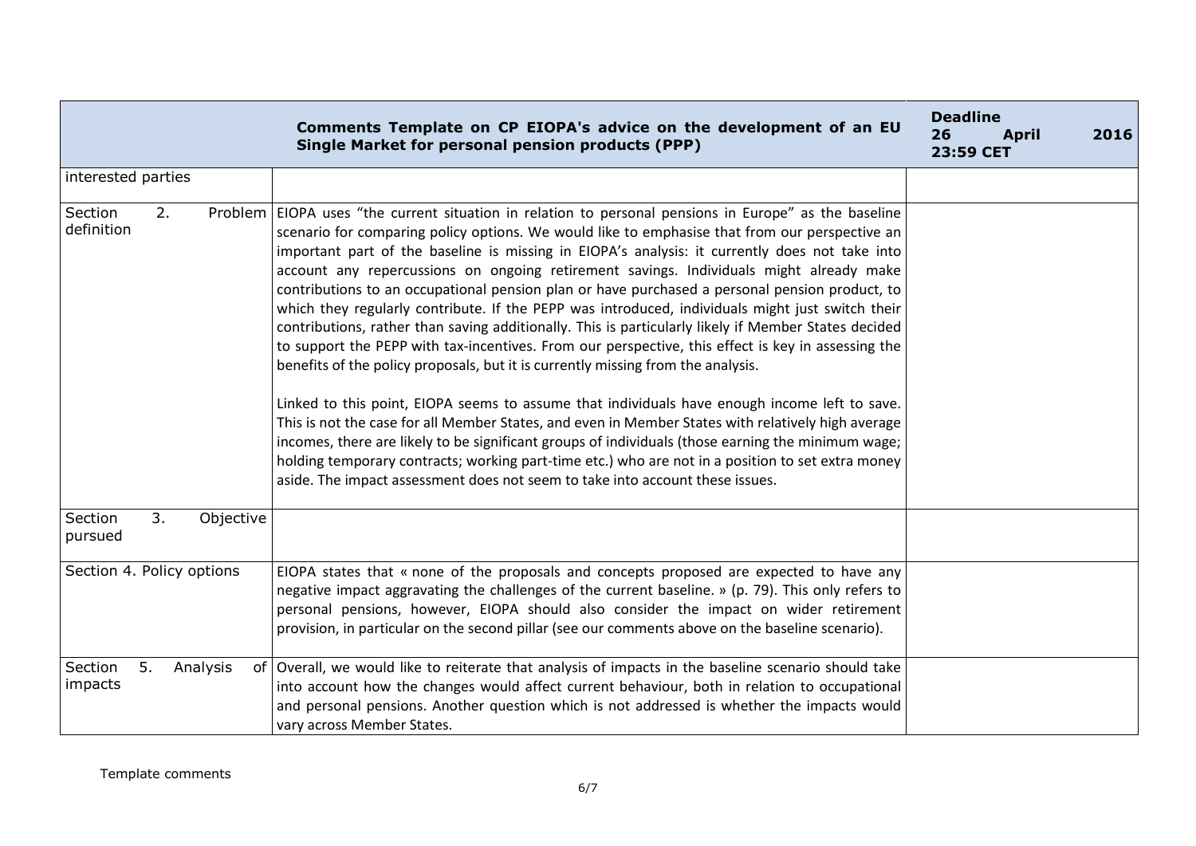| | Comments Template on CP EIOPA's advice on the development of an EU Single Market for personal pension products (PPP) | Deadline 26 April 2016 23:59 CET |
|---|---|---|
| interested parties | | |
| Section 2. Problem definition | EIOPA uses "the current situation in relation to personal pensions in Europe" as the baseline scenario for comparing policy options. We would like to emphasise that from our perspective an important part of the baseline is missing in EIOPA's analysis: it currently does not take into account any repercussions on ongoing retirement savings. Individuals might already make contributions to an occupational pension plan or have purchased a personal pension product, to which they regularly contribute. If the PEPP was introduced, individuals might just switch their contributions, rather than saving additionally. This is particularly likely if Member States decided to support the PEPP with tax-incentives. From our perspective, this effect is key in assessing the benefits of the policy proposals, but it is currently missing from the analysis.<br><br>Linked to this point, EIOPA seems to assume that individuals have enough income left to save. This is not the case for all Member States, and even in Member States with relatively high average incomes, there are likely to be significant groups of individuals (those earning the minimum wage; holding temporary contracts; working part-time etc.) who are not in a position to set extra money aside. The impact assessment does not seem to take into account these issues. | |
| Section 3. Objective pursued | | |
| Section 4. Policy options | EIOPA states that « none of the proposals and concepts proposed are expected to have any negative impact aggravating the challenges of the current baseline. » (p. 79). This only refers to personal pensions, however, EIOPA should also consider the impact on wider retirement provision, in particular on the second pillar (see our comments above on the baseline scenario). | |
| Section 5. Analysis of impacts | Overall, we would like to reiterate that analysis of impacts in the baseline scenario should take into account how the changes would affect current behaviour, both in relation to occupational and personal pensions. Another question which is not addressed is whether the impacts would vary across Member States. | |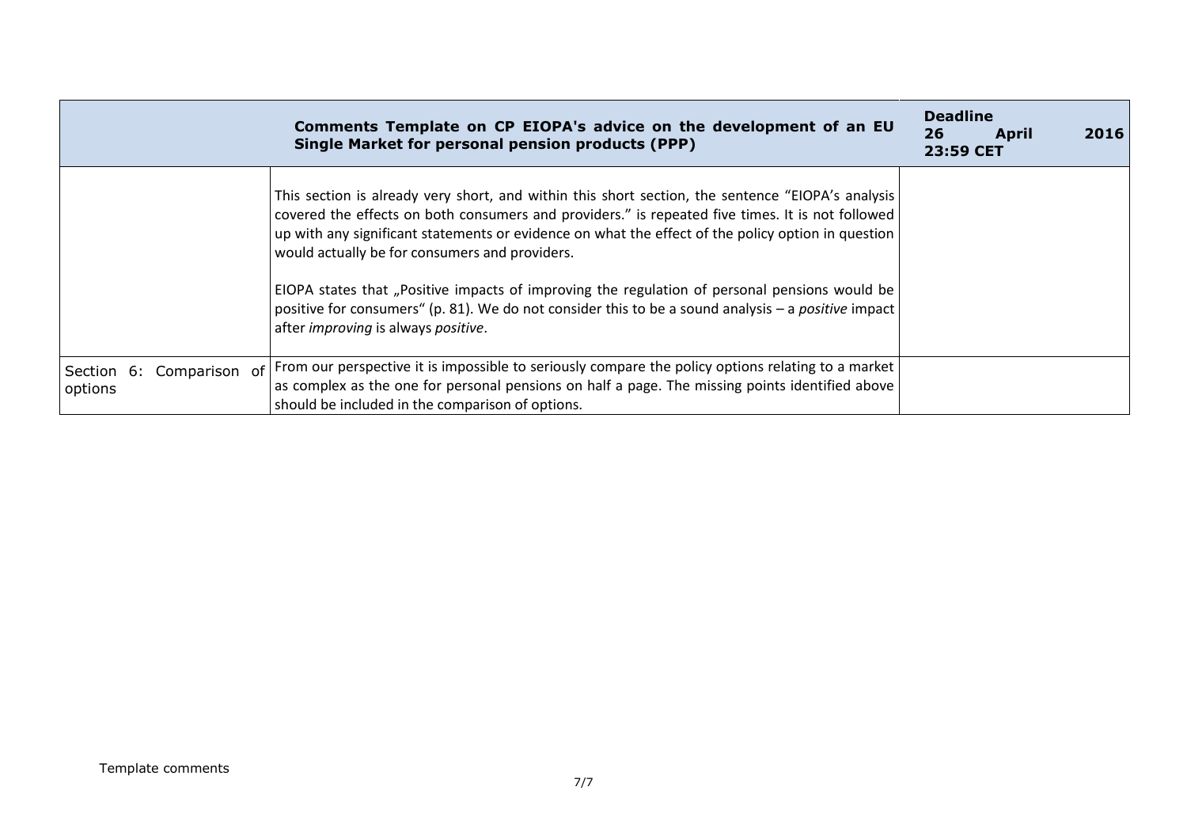| Comments Template on CP EIOPA's advice on the development of an EU Single Market for personal pension products (PPP) | | Deadline 26 April 2016 23:59 CET |
|---|---|---|
| | This section is already very short, and within this short section, the sentence “EIOPA’s analysis covered the effects on both consumers and providers.” is repeated five times. It is not followed up with any significant statements or evidence on what the effect of the policy option in question would actually be for consumers and providers.<br><br>EIOPA states that „Positive impacts of improving the regulation of personal pensions would be positive for consumers“ (p. 81). We do not consider this to be a sound analysis – a *positive* impact after *improving* is always *positive*. | |
| Section 6: Comparison of options | From our perspective it is impossible to seriously compare the policy options relating to a market as complex as the one for personal pensions on half a page. The missing points identified above should be included in the comparison of options. | |